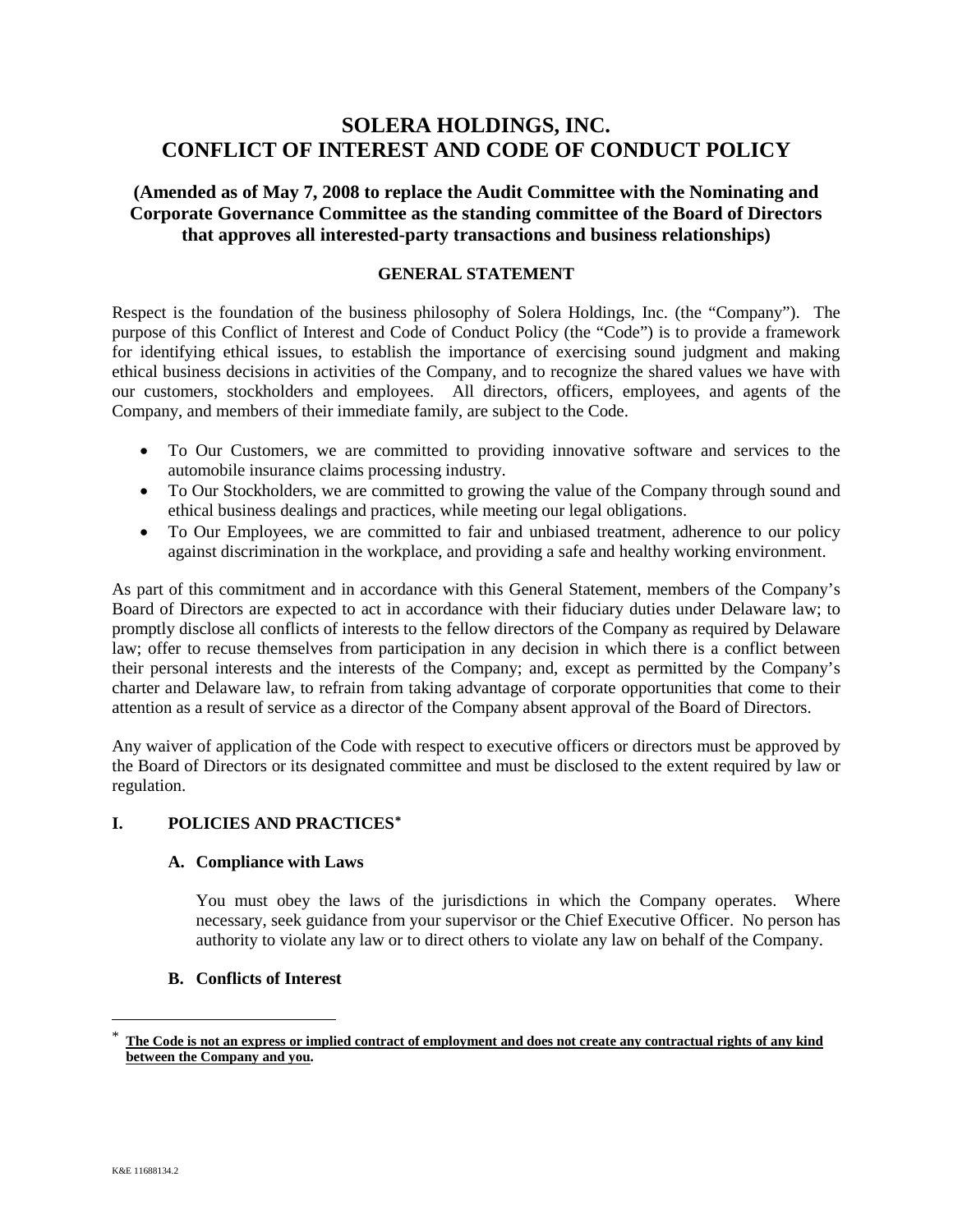# SOLERA HOLDINGS, INC.
# CONFLICT OF INTEREST AND CODE OF CONDUCT POLICY

### (Amended as of May 7, 2008 to replace the Audit Committee with the Nominating and Corporate Governance Committee as the standing committee of the Board of Directors that approves all interested-party transactions and business relationships)

#### GENERAL STATEMENT

Respect is the foundation of the business philosophy of Solera Holdings, Inc. (the "Company"). The purpose of this Conflict of Interest and Code of Conduct Policy (the "Code") is to provide a framework for identifying ethical issues, to establish the importance of exercising sound judgment and making ethical business decisions in activities of the Company, and to recognize the shared values we have with our customers, stockholders and employees. All directors, officers, employees, and agents of the Company, and members of their immediate family, are subject to the Code.

- To Our Customers, we are committed to providing innovative software and services to the automobile insurance claims processing industry.
- To Our Stockholders, we are committed to growing the value of the Company through sound and ethical business dealings and practices, while meeting our legal obligations.
- To Our Employees, we are committed to fair and unbiased treatment, adherence to our policy against discrimination in the workplace, and providing a safe and healthy working environment.

As part of this commitment and in accordance with this General Statement, members of the Company's Board of Directors are expected to act in accordance with their fiduciary duties under Delaware law; to promptly disclose all conflicts of interests to the fellow directors of the Company as required by Delaware law; offer to recuse themselves from participation in any decision in which there is a conflict between their personal interests and the interests of the Company; and, except as permitted by the Company's charter and Delaware law, to refrain from taking advantage of corporate opportunities that come to their attention as a result of service as a director of the Company absent approval of the Board of Directors.

Any waiver of application of the Code with respect to executive officers or directors must be approved by the Board of Directors or its designated committee and must be disclosed to the extent required by law or regulation.

## I. POLICIES AND PRACTICES*

### A. Compliance with Laws

You must obey the laws of the jurisdictions in which the Company operates. Where necessary, seek guidance from your supervisor or the Chief Executive Officer. No person has authority to violate any law or to direct others to violate any law on behalf of the Company.

### B. Conflicts of Interest

* **The Code is not an express or implied contract of employment and does not create any contractual rights of any kind between the Company and you.**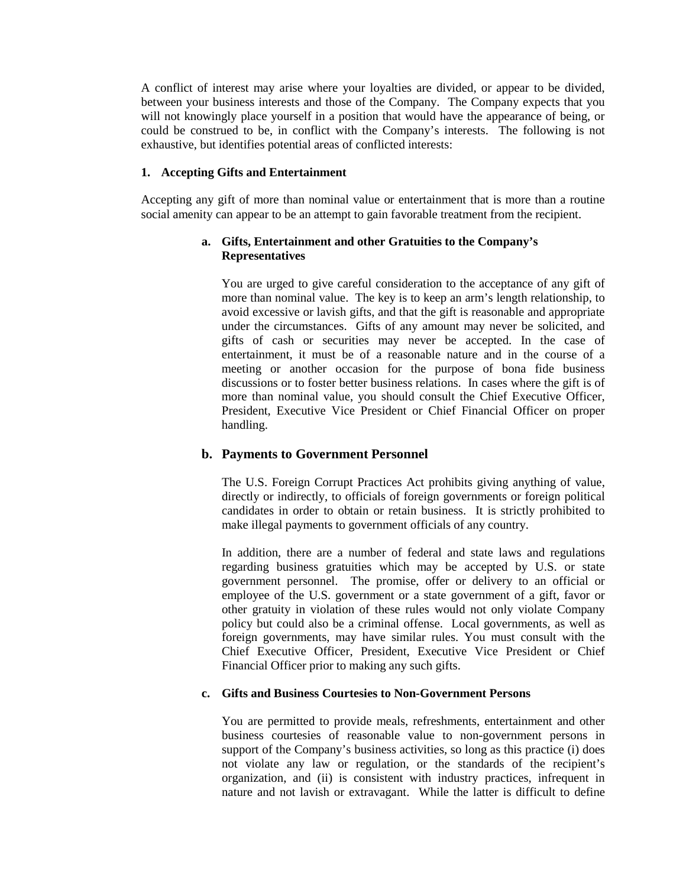A conflict of interest may arise where your loyalties are divided, or appear to be divided, between your business interests and those of the Company. The Company expects that you will not knowingly place yourself in a position that would have the appearance of being, or could be construed to be, in conflict with the Company's interests. The following is not exhaustive, but identifies potential areas of conflicted interests:

### 1. Accepting Gifts and Entertainment

Accepting any gift of more than nominal value or entertainment that is more than a routine social amenity can appear to be an attempt to gain favorable treatment from the recipient.

#### a. Gifts, Entertainment and other Gratuities to the Company's Representatives

You are urged to give careful consideration to the acceptance of any gift of more than nominal value. The key is to keep an arm's length relationship, to avoid excessive or lavish gifts, and that the gift is reasonable and appropriate under the circumstances. Gifts of any amount may never be solicited, and gifts of cash or securities may never be accepted. In the case of entertainment, it must be of a reasonable nature and in the course of a meeting or another occasion for the purpose of bona fide business discussions or to foster better business relations. In cases where the gift is of more than nominal value, you should consult the Chief Executive Officer, President, Executive Vice President or Chief Financial Officer on proper handling.

#### b. Payments to Government Personnel

The U.S. Foreign Corrupt Practices Act prohibits giving anything of value, directly or indirectly, to officials of foreign governments or foreign political candidates in order to obtain or retain business. It is strictly prohibited to make illegal payments to government officials of any country.

In addition, there are a number of federal and state laws and regulations regarding business gratuities which may be accepted by U.S. or state government personnel. The promise, offer or delivery to an official or employee of the U.S. government or a state government of a gift, favor or other gratuity in violation of these rules would not only violate Company policy but could also be a criminal offense. Local governments, as well as foreign governments, may have similar rules. You must consult with the Chief Executive Officer, President, Executive Vice President or Chief Financial Officer prior to making any such gifts.

#### c. Gifts and Business Courtesies to Non-Government Persons

You are permitted to provide meals, refreshments, entertainment and other business courtesies of reasonable value to non-government persons in support of the Company's business activities, so long as this practice (i) does not violate any law or regulation, or the standards of the recipient's organization, and (ii) is consistent with industry practices, infrequent in nature and not lavish or extravagant. While the latter is difficult to define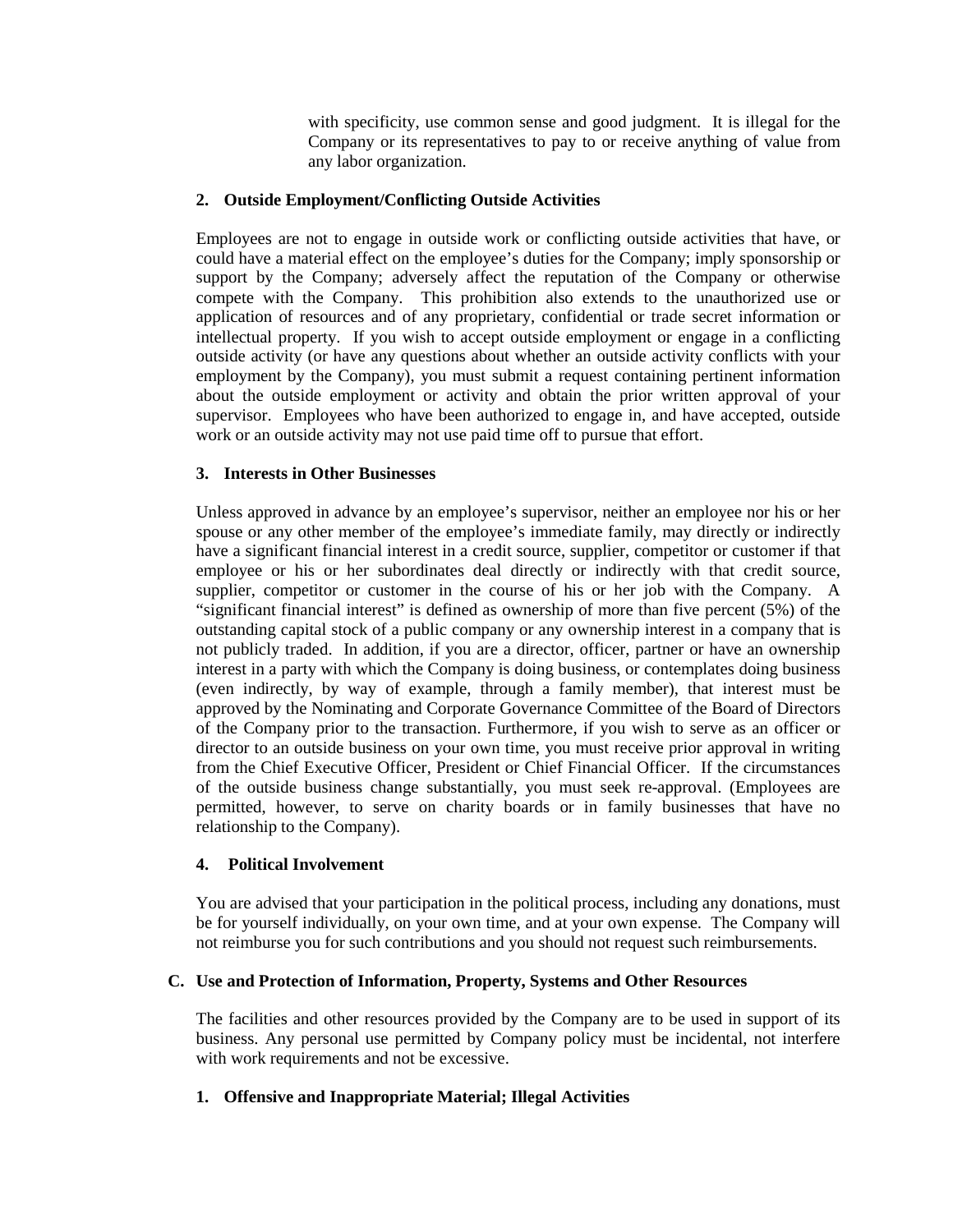with specificity, use common sense and good judgment. It is illegal for the Company or its representatives to pay to or receive anything of value from any labor organization.

**2. Outside Employment/Conflicting Outside Activities**

Employees are not to engage in outside work or conflicting outside activities that have, or could have a material effect on the employee's duties for the Company; imply sponsorship or support by the Company; adversely affect the reputation of the Company or otherwise compete with the Company. This prohibition also extends to the unauthorized use or application of resources and of any proprietary, confidential or trade secret information or intellectual property. If you wish to accept outside employment or engage in a conflicting outside activity (or have any questions about whether an outside activity conflicts with your employment by the Company), you must submit a request containing pertinent information about the outside employment or activity and obtain the prior written approval of your supervisor. Employees who have been authorized to engage in, and have accepted, outside work or an outside activity may not use paid time off to pursue that effort.

**3. Interests in Other Businesses**

Unless approved in advance by an employee's supervisor, neither an employee nor his or her spouse or any other member of the employee's immediate family, may directly or indirectly have a significant financial interest in a credit source, supplier, competitor or customer if that employee or his or her subordinates deal directly or indirectly with that credit source, supplier, competitor or customer in the course of his or her job with the Company. A "significant financial interest" is defined as ownership of more than five percent (5%) of the outstanding capital stock of a public company or any ownership interest in a company that is not publicly traded. In addition, if you are a director, officer, partner or have an ownership interest in a party with which the Company is doing business, or contemplates doing business (even indirectly, by way of example, through a family member), that interest must be approved by the Nominating and Corporate Governance Committee of the Board of Directors of the Company prior to the transaction. Furthermore, if you wish to serve as an officer or director to an outside business on your own time, you must receive prior approval in writing from the Chief Executive Officer, President or Chief Financial Officer. If the circumstances of the outside business change substantially, you must seek re-approval. (Employees are permitted, however, to serve on charity boards or in family businesses that have no relationship to the Company).

**4. Political Involvement**

You are advised that your participation in the political process, including any donations, must be for yourself individually, on your own time, and at your own expense. The Company will not reimburse you for such contributions and you should not request such reimbursements.

**C. Use and Protection of Information, Property, Systems and Other Resources**

The facilities and other resources provided by the Company are to be used in support of its business. Any personal use permitted by Company policy must be incidental, not interfere with work requirements and not be excessive.

**1. Offensive and Inappropriate Material; Illegal Activities**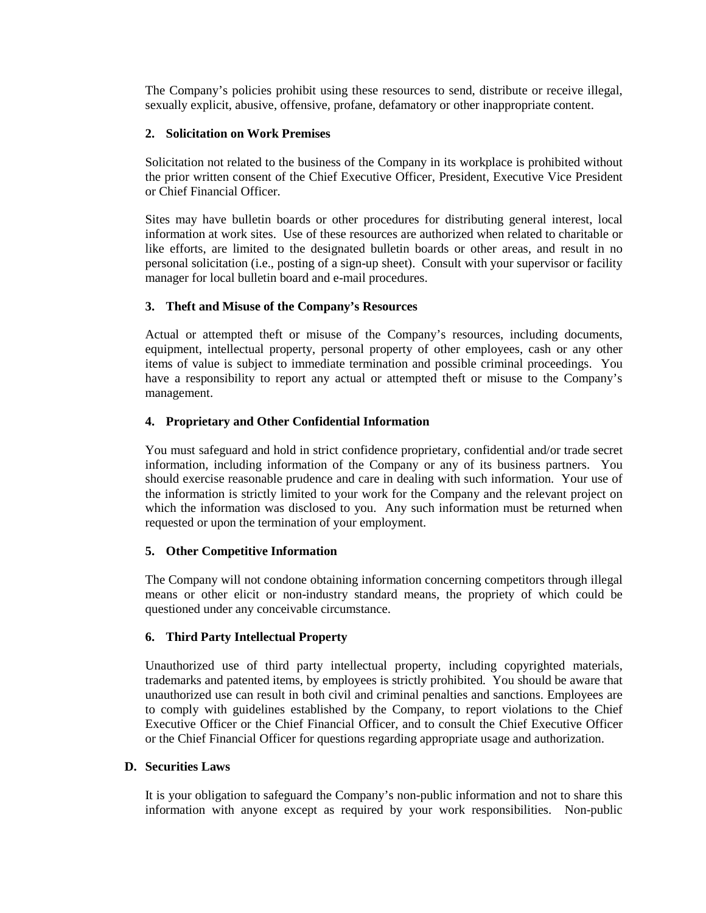The Company's policies prohibit using these resources to send, distribute or receive illegal, sexually explicit, abusive, offensive, profane, defamatory or other inappropriate content.

**2. Solicitation on Work Premises**

Solicitation not related to the business of the Company in its workplace is prohibited without the prior written consent of the Chief Executive Officer, President, Executive Vice President or Chief Financial Officer.

Sites may have bulletin boards or other procedures for distributing general interest, local information at work sites. Use of these resources are authorized when related to charitable or like efforts, are limited to the designated bulletin boards or other areas, and result in no personal solicitation (i.e., posting of a sign-up sheet). Consult with your supervisor or facility manager for local bulletin board and e-mail procedures.

**3. Theft and Misuse of the Company's Resources**

Actual or attempted theft or misuse of the Company's resources, including documents, equipment, intellectual property, personal property of other employees, cash or any other items of value is subject to immediate termination and possible criminal proceedings. You have a responsibility to report any actual or attempted theft or misuse to the Company's management.

**4. Proprietary and Other Confidential Information**

You must safeguard and hold in strict confidence proprietary, confidential and/or trade secret information, including information of the Company or any of its business partners. You should exercise reasonable prudence and care in dealing with such information. Your use of the information is strictly limited to your work for the Company and the relevant project on which the information was disclosed to you. Any such information must be returned when requested or upon the termination of your employment.

**5. Other Competitive Information**

The Company will not condone obtaining information concerning competitors through illegal means or other elicit or non-industry standard means, the propriety of which could be questioned under any conceivable circumstance.

**6. Third Party Intellectual Property**

Unauthorized use of third party intellectual property, including copyrighted materials, trademarks and patented items, by employees is strictly prohibited. You should be aware that unauthorized use can result in both civil and criminal penalties and sanctions. Employees are to comply with guidelines established by the Company, to report violations to the Chief Executive Officer or the Chief Financial Officer, and to consult the Chief Executive Officer or the Chief Financial Officer for questions regarding appropriate usage and authorization.

**D. Securities Laws**

It is your obligation to safeguard the Company's non-public information and not to share this information with anyone except as required by your work responsibilities. Non-public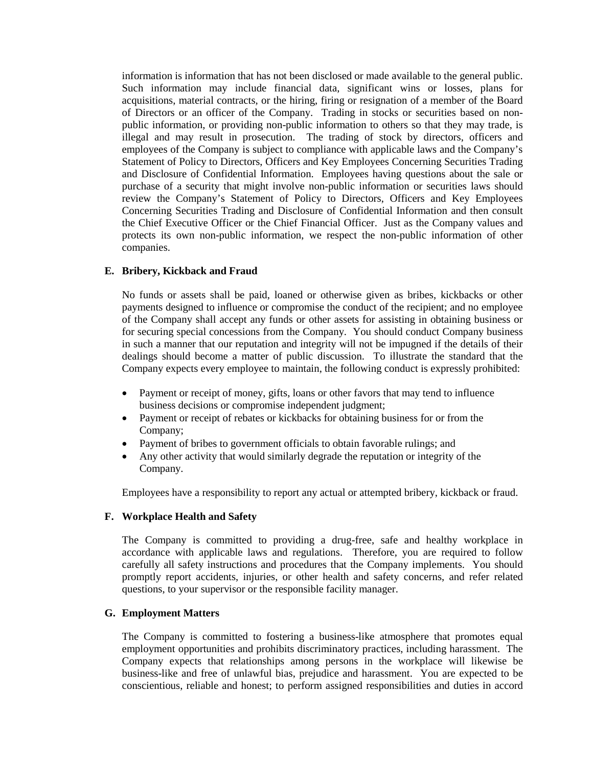information is information that has not been disclosed or made available to the general public. Such information may include financial data, significant wins or losses, plans for acquisitions, material contracts, or the hiring, firing or resignation of a member of the Board of Directors or an officer of the Company. Trading in stocks or securities based on non-public information, or providing non-public information to others so that they may trade, is illegal and may result in prosecution. The trading of stock by directors, officers and employees of the Company is subject to compliance with applicable laws and the Company's Statement of Policy to Directors, Officers and Key Employees Concerning Securities Trading and Disclosure of Confidential Information. Employees having questions about the sale or purchase of a security that might involve non-public information or securities laws should review the Company's Statement of Policy to Directors, Officers and Key Employees Concerning Securities Trading and Disclosure of Confidential Information and then consult the Chief Executive Officer or the Chief Financial Officer. Just as the Company values and protects its own non-public information, we respect the non-public information of other companies.

**E. Bribery, Kickback and Fraud**

No funds or assets shall be paid, loaned or otherwise given as bribes, kickbacks or other payments designed to influence or compromise the conduct of the recipient; and no employee of the Company shall accept any funds or other assets for assisting in obtaining business or for securing special concessions from the Company. You should conduct Company business in such a manner that our reputation and integrity will not be impugned if the details of their dealings should become a matter of public discussion. To illustrate the standard that the Company expects every employee to maintain, the following conduct is expressly prohibited:

- Payment or receipt of money, gifts, loans or other favors that may tend to influence business decisions or compromise independent judgment;
- Payment or receipt of rebates or kickbacks for obtaining business for or from the Company;
- Payment of bribes to government officials to obtain favorable rulings; and
- Any other activity that would similarly degrade the reputation or integrity of the Company.

Employees have a responsibility to report any actual or attempted bribery, kickback or fraud.

**F. Workplace Health and Safety**

The Company is committed to providing a drug-free, safe and healthy workplace in accordance with applicable laws and regulations. Therefore, you are required to follow carefully all safety instructions and procedures that the Company implements. You should promptly report accidents, injuries, or other health and safety concerns, and refer related questions, to your supervisor or the responsible facility manager.

**G. Employment Matters**

The Company is committed to fostering a business-like atmosphere that promotes equal employment opportunities and prohibits discriminatory practices, including harassment. The Company expects that relationships among persons in the workplace will likewise be business-like and free of unlawful bias, prejudice and harassment. You are expected to be conscientious, reliable and honest; to perform assigned responsibilities and duties in accord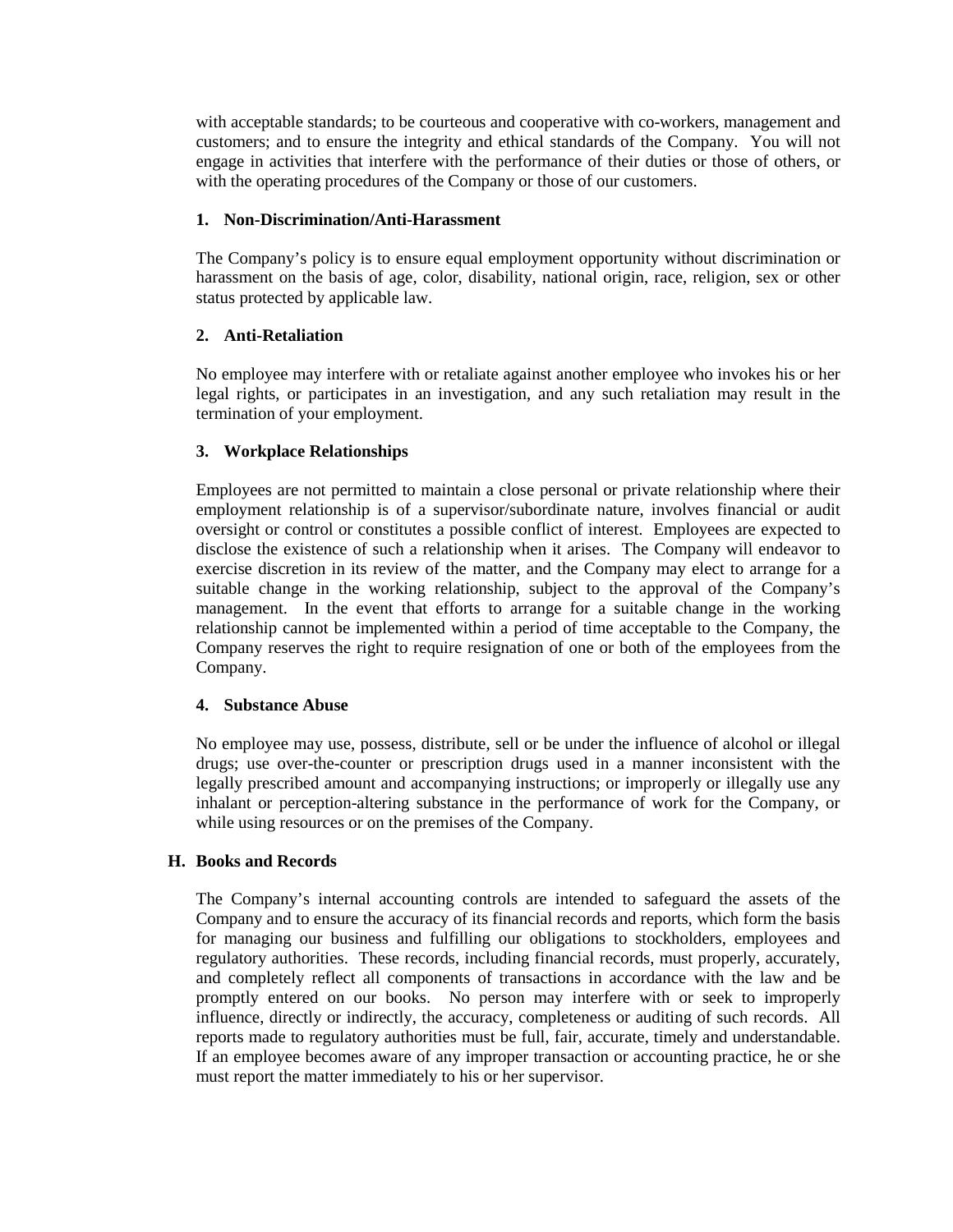with acceptable standards; to be courteous and cooperative with co-workers, management and customers; and to ensure the integrity and ethical standards of the Company. You will not engage in activities that interfere with the performance of their duties or those of others, or with the operating procedures of the Company or those of our customers.

#### 1. Non-Discrimination/Anti-Harassment

The Company's policy is to ensure equal employment opportunity without discrimination or harassment on the basis of age, color, disability, national origin, race, religion, sex or other status protected by applicable law.

#### 2. Anti-Retaliation

No employee may interfere with or retaliate against another employee who invokes his or her legal rights, or participates in an investigation, and any such retaliation may result in the termination of your employment.

#### 3. Workplace Relationships

Employees are not permitted to maintain a close personal or private relationship where their employment relationship is of a supervisor/subordinate nature, involves financial or audit oversight or control or constitutes a possible conflict of interest. Employees are expected to disclose the existence of such a relationship when it arises. The Company will endeavor to exercise discretion in its review of the matter, and the Company may elect to arrange for a suitable change in the working relationship, subject to the approval of the Company's management. In the event that efforts to arrange for a suitable change in the working relationship cannot be implemented within a period of time acceptable to the Company, the Company reserves the right to require resignation of one or both of the employees from the Company.

#### 4. Substance Abuse

No employee may use, possess, distribute, sell or be under the influence of alcohol or illegal drugs; use over-the-counter or prescription drugs used in a manner inconsistent with the legally prescribed amount and accompanying instructions; or improperly or illegally use any inhalant or perception-altering substance in the performance of work for the Company, or while using resources or on the premises of the Company.

### H. Books and Records

The Company's internal accounting controls are intended to safeguard the assets of the Company and to ensure the accuracy of its financial records and reports, which form the basis for managing our business and fulfilling our obligations to stockholders, employees and regulatory authorities. These records, including financial records, must properly, accurately, and completely reflect all components of transactions in accordance with the law and be promptly entered on our books. No person may interfere with or seek to improperly influence, directly or indirectly, the accuracy, completeness or auditing of such records. All reports made to regulatory authorities must be full, fair, accurate, timely and understandable. If an employee becomes aware of any improper transaction or accounting practice, he or she must report the matter immediately to his or her supervisor.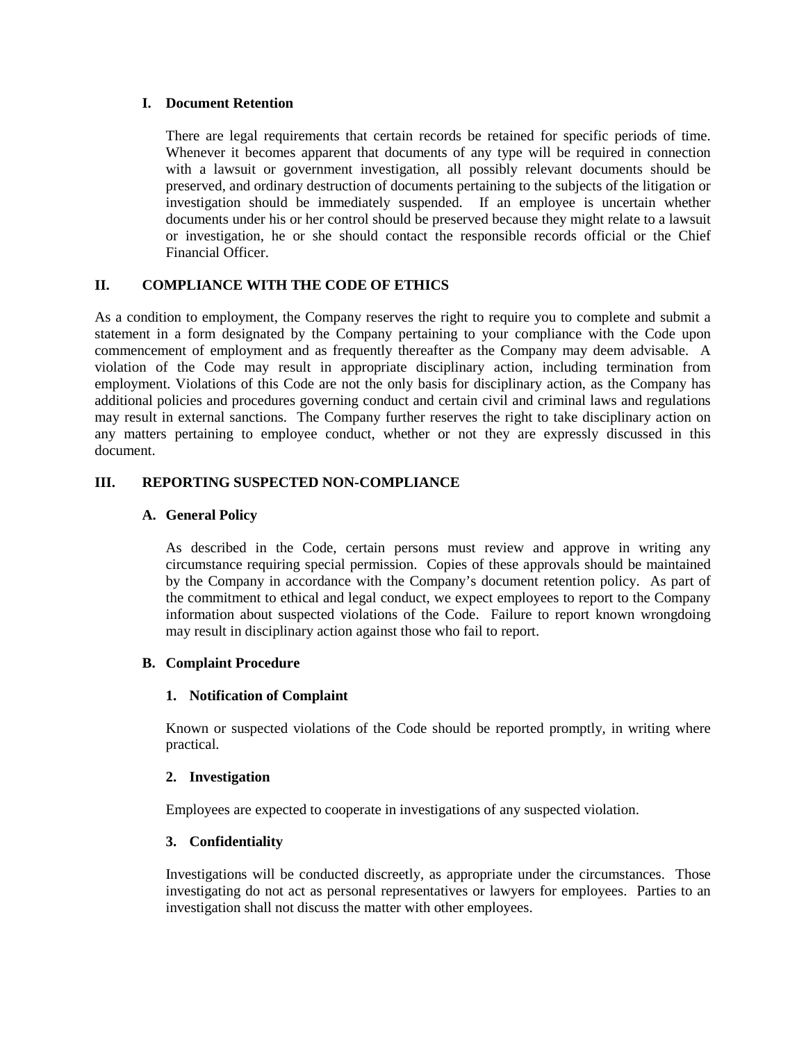### I. Document Retention

There are legal requirements that certain records be retained for specific periods of time. Whenever it becomes apparent that documents of any type will be required in connection with a lawsuit or government investigation, all possibly relevant documents should be preserved, and ordinary destruction of documents pertaining to the subjects of the litigation or investigation should be immediately suspended. If an employee is uncertain whether documents under his or her control should be preserved because they might relate to a lawsuit or investigation, he or she should contact the responsible records official or the Chief Financial Officer.

## II. COMPLIANCE WITH THE CODE OF ETHICS

As a condition to employment, the Company reserves the right to require you to complete and submit a statement in a form designated by the Company pertaining to your compliance with the Code upon commencement of employment and as frequently thereafter as the Company may deem advisable. A violation of the Code may result in appropriate disciplinary action, including termination from employment. Violations of this Code are not the only basis for disciplinary action, as the Company has additional policies and procedures governing conduct and certain civil and criminal laws and regulations may result in external sanctions. The Company further reserves the right to take disciplinary action on any matters pertaining to employee conduct, whether or not they are expressly discussed in this document.

## III. REPORTING SUSPECTED NON-COMPLIANCE

### A. General Policy

As described in the Code, certain persons must review and approve in writing any circumstance requiring special permission. Copies of these approvals should be maintained by the Company in accordance with the Company's document retention policy. As part of the commitment to ethical and legal conduct, we expect employees to report to the Company information about suspected violations of the Code. Failure to report known wrongdoing may result in disciplinary action against those who fail to report.

### B. Complaint Procedure

#### 1. Notification of Complaint

Known or suspected violations of the Code should be reported promptly, in writing where practical.

#### 2. Investigation

Employees are expected to cooperate in investigations of any suspected violation.

#### 3. Confidentiality

Investigations will be conducted discreetly, as appropriate under the circumstances. Those investigating do not act as personal representatives or lawyers for employees. Parties to an investigation shall not discuss the matter with other employees.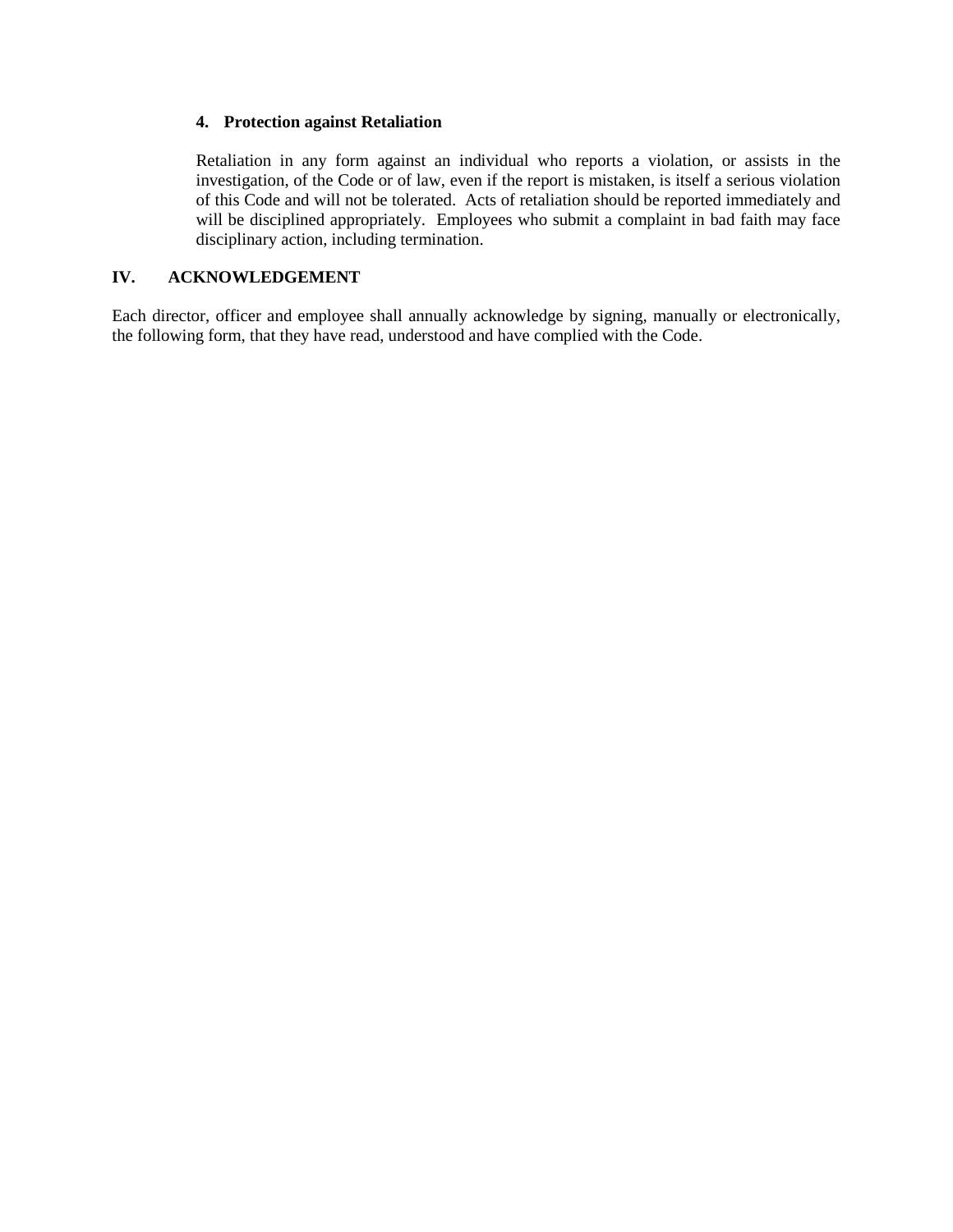### 4. Protection against Retaliation

Retaliation in any form against an individual who reports a violation, or assists in the investigation, of the Code or of law, even if the report is mistaken, is itself a serious violation of this Code and will not be tolerated. Acts of retaliation should be reported immediately and will be disciplined appropriately. Employees who submit a complaint in bad faith may face disciplinary action, including termination.

## IV. ACKNOWLEDGEMENT

Each director, officer and employee shall annually acknowledge by signing, manually or electronically, the following form, that they have read, understood and have complied with the Code.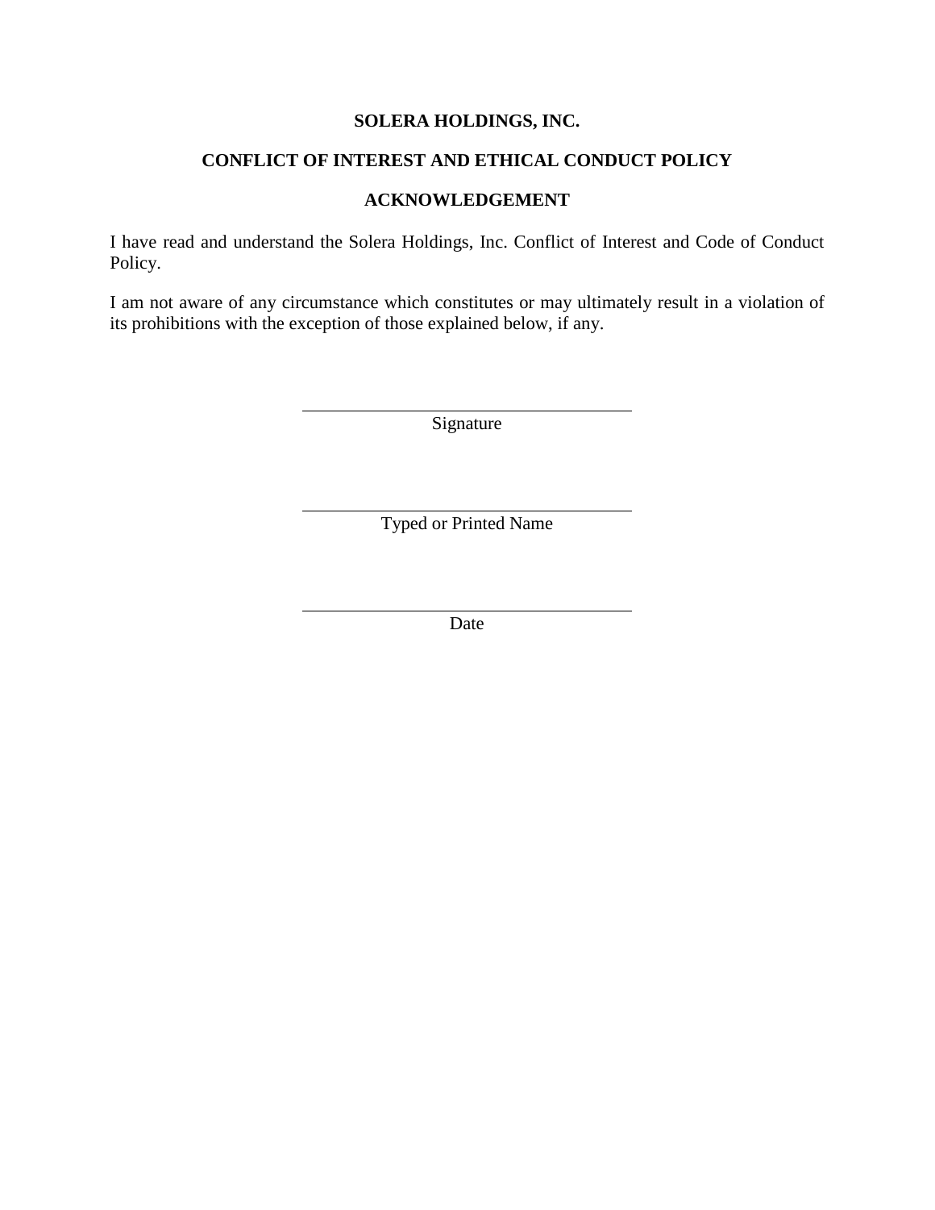**SOLERA HOLDINGS, INC.**

**CONFLICT OF INTEREST AND ETHICAL CONDUCT POLICY**

**ACKNOWLEDGEMENT**

I have read and understand the Solera Holdings, Inc. Conflict of Interest and Code of Conduct Policy.

I am not aware of any circumstance which constitutes or may ultimately result in a violation of its prohibitions with the exception of those explained below, if any.

\_\_\_\_\_\_\_\_\_\_\_\_\_\_\_\_\_\_\_\_\_\_\_\_\_\_\_\_\_\_\_\_\_\_\_\_\_\_\_\_

Signature

\_\_\_\_\_\_\_\_\_\_\_\_\_\_\_\_\_\_\_\_\_\_\_\_\_\_\_\_\_\_\_\_\_\_\_\_\_\_\_\_

Typed or Printed Name

\_\_\_\_\_\_\_\_\_\_\_\_\_\_\_\_\_\_\_\_\_\_\_\_\_\_\_\_\_\_\_\_\_\_\_\_\_\_\_\_

Date